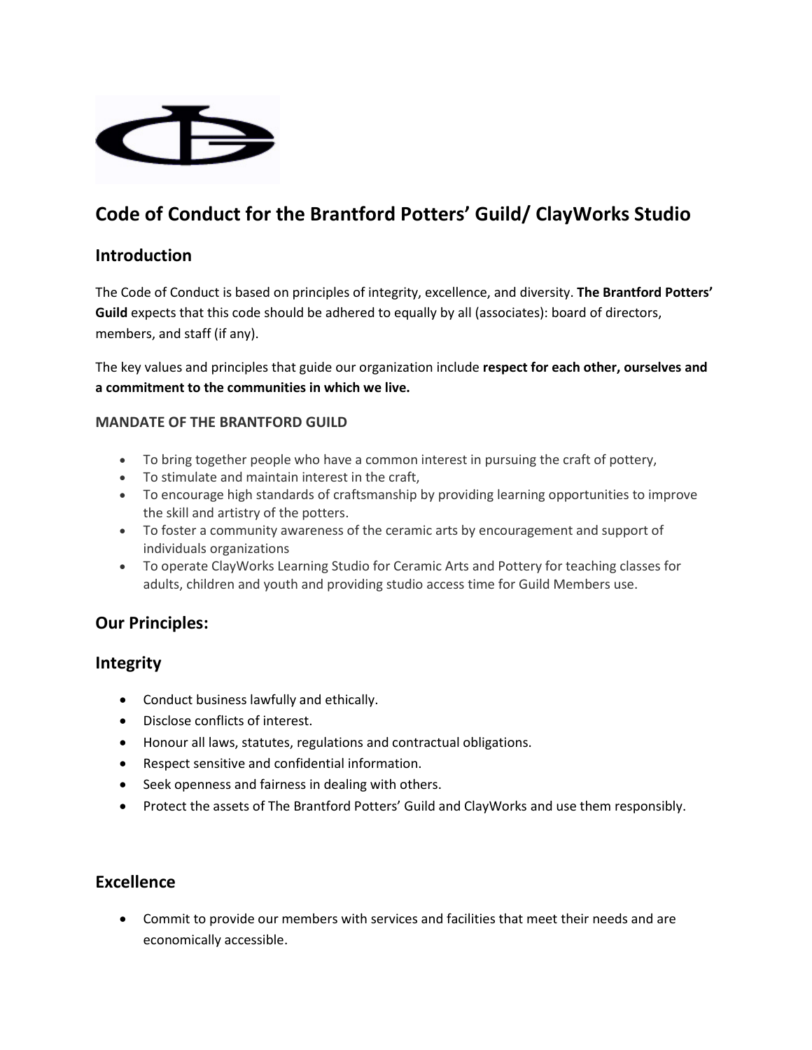# Code of Conduct for the Brantford Potters' Guild/ ClayWorks Studio

## Introduction

The Code of Conduct is based on principles of integrity, excellence, and diversity. **The Brantford Potters' Guild** expects that this code should be adhered to equally by all (associates): board of directors, members, and staff (if any).

The key values and principles that guide our organization include **respect for each other, ourselves and a commitment to the communities in which we live.**

### MANDATE OF THE BRANTFORD GUILD

- To bring together people who have a common interest in pursuing the craft of pottery,
- To stimulate and maintain interest in the craft,
- To encourage high standards of craftsmanship by providing learning opportunities to improve the skill and artistry of the potters.
- To foster a community awareness of the ceramic arts by encouragement and support of individuals organizations
- To operate ClayWorks Learning Studio for Ceramic Arts and Pottery for teaching classes for adults, children and youth and providing studio access time for Guild Members use.

## Our Principles:

## Integrity

- Conduct business lawfully and ethically.
- Disclose conflicts of interest.
- Honour all laws, statutes, regulations and contractual obligations.
- Respect sensitive and confidential information.
- Seek openness and fairness in dealing with others.
- Protect the assets of The Brantford Potters' Guild and ClayWorks and use them responsibly.

## Excellence

- Commit to provide our members with services and facilities that meet their needs and are economically accessible.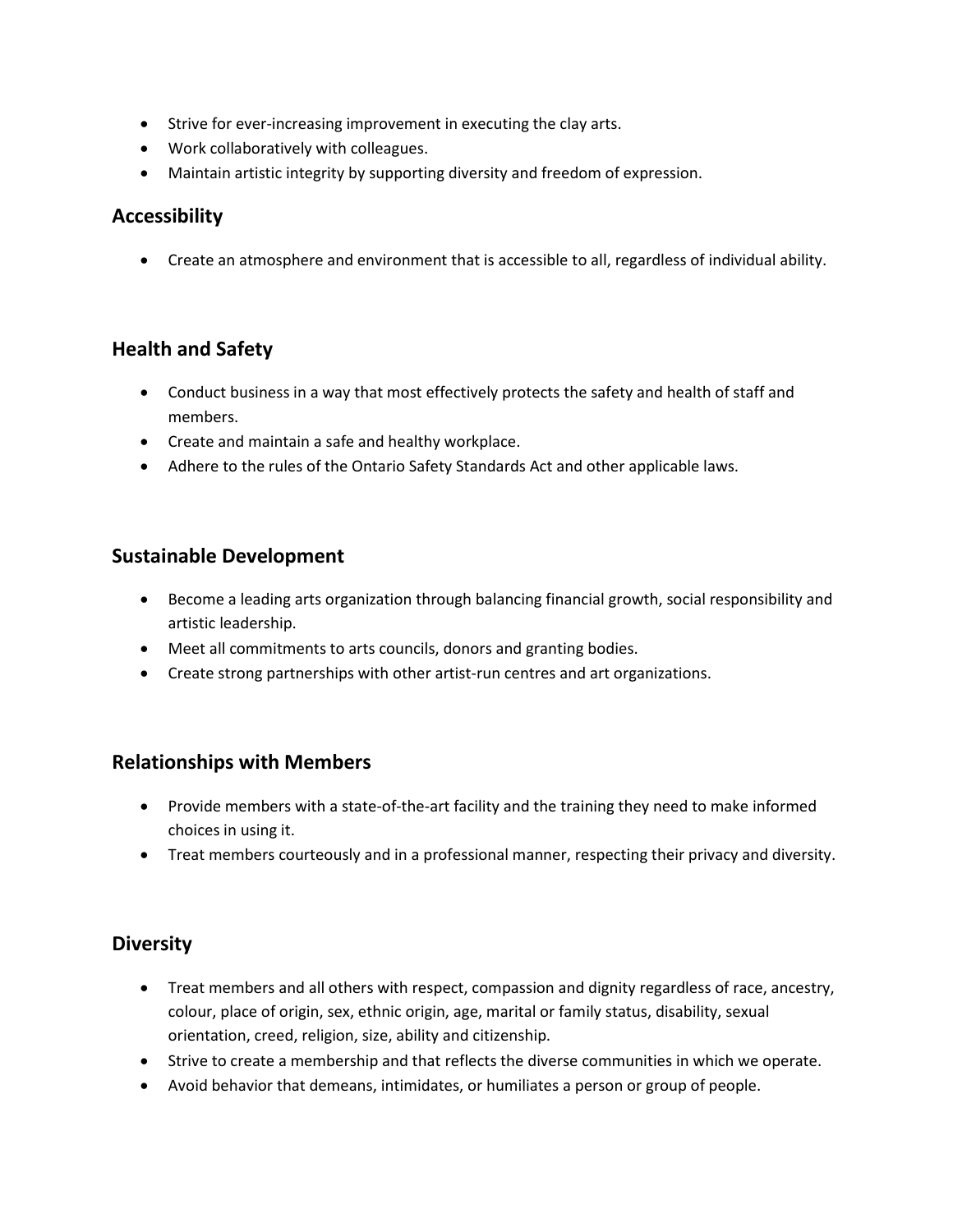- Strive for ever-increasing improvement in executing the clay arts.
- Work collaboratively with colleagues.
- Maintain artistic integrity by supporting diversity and freedom of expression.

## Accessibility

- Create an atmosphere and environment that is accessible to all, regardless of individual ability.

## Health and Safety

- Conduct business in a way that most effectively protects the safety and health of staff and members.
- Create and maintain a safe and healthy workplace.
- Adhere to the rules of the Ontario Safety Standards Act and other applicable laws.

## Sustainable Development

- Become a leading arts organization through balancing financial growth, social responsibility and artistic leadership.
- Meet all commitments to arts councils, donors and granting bodies.
- Create strong partnerships with other artist-run centres and art organizations.

## Relationships with Members

- Provide members with a state-of-the-art facility and the training they need to make informed choices in using it.
- Treat members courteously and in a professional manner, respecting their privacy and diversity.

## Diversity

- Treat members and all others with respect, compassion and dignity regardless of race, ancestry, colour, place of origin, sex, ethnic origin, age, marital or family status, disability, sexual orientation, creed, religion, size, ability and citizenship.
- Strive to create a membership and that reflects the diverse communities in which we operate.
- Avoid behavior that demeans, intimidates, or humiliates a person or group of people.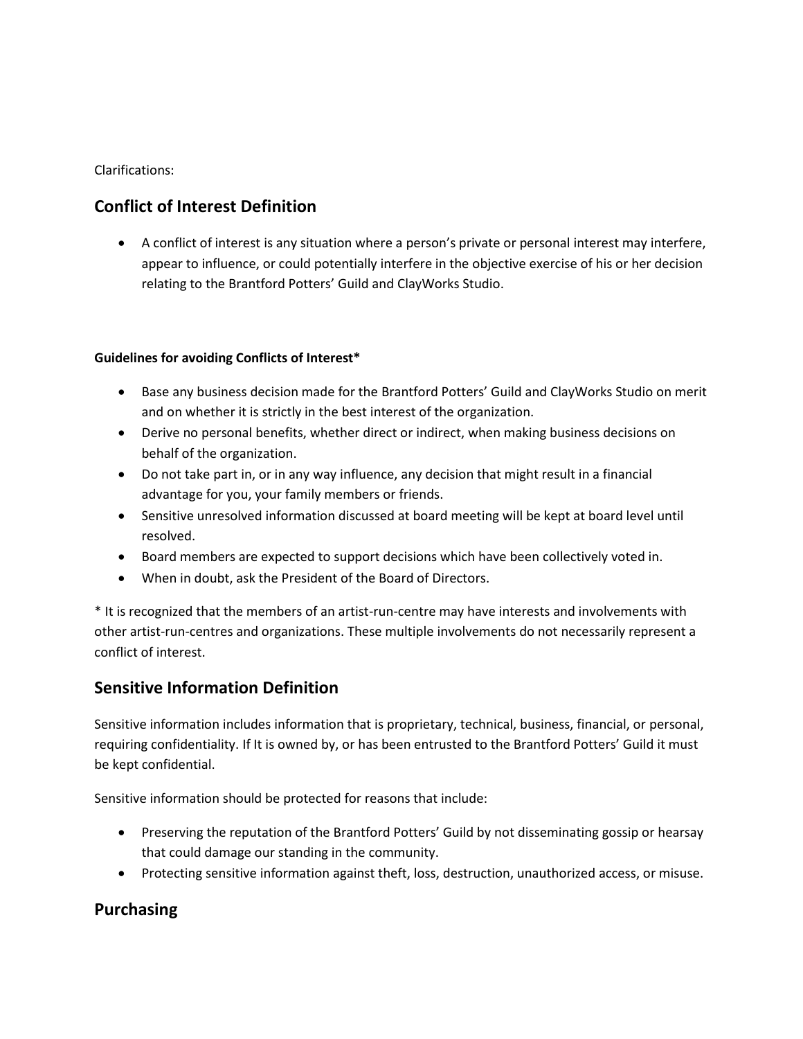Clarifications:

## Conflict of Interest Definition

- A conflict of interest is any situation where a person's private or personal interest may interfere, appear to influence, or could potentially interfere in the objective exercise of his or her decision relating to the Brantford Potters' Guild and ClayWorks Studio.

**Guidelines for avoiding Conflicts of Interest***

- Base any business decision made for the Brantford Potters' Guild and ClayWorks Studio on merit and on whether it is strictly in the best interest of the organization.
- Derive no personal benefits, whether direct or indirect, when making business decisions on behalf of the organization.
- Do not take part in, or in any way influence, any decision that might result in a financial advantage for you, your family members or friends.
- Sensitive unresolved information discussed at board meeting will be kept at board level until resolved.
- Board members are expected to support decisions which have been collectively voted in.
- When in doubt, ask the President of the Board of Directors.

* It is recognized that the members of an artist-run-centre may have interests and involvements with other artist-run-centres and organizations. These multiple involvements do not necessarily represent a conflict of interest.

## Sensitive Information Definition

Sensitive information includes information that is proprietary, technical, business, financial, or personal, requiring confidentiality. If It is owned by, or has been entrusted to the Brantford Potters' Guild it must be kept confidential.

Sensitive information should be protected for reasons that include:

- Preserving the reputation of the Brantford Potters' Guild by not disseminating gossip or hearsay that could damage our standing in the community.
- Protecting sensitive information against theft, loss, destruction, unauthorized access, or misuse.

## Purchasing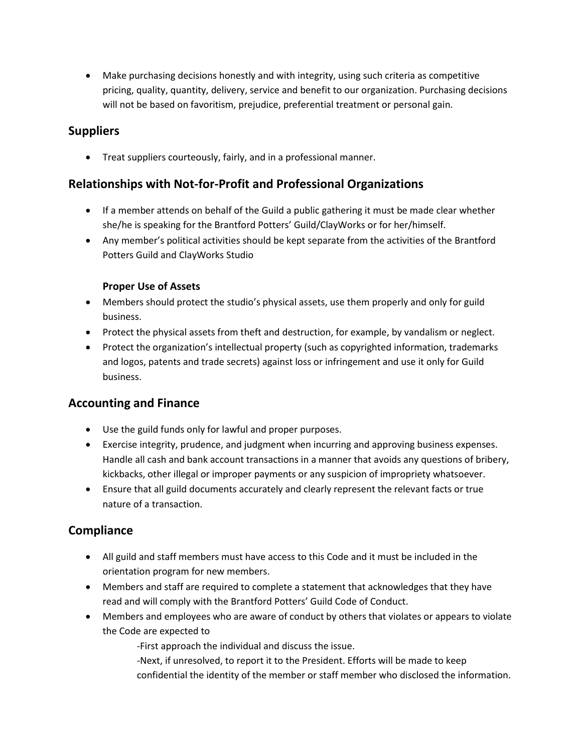- Make purchasing decisions honestly and with integrity, using such criteria as competitive pricing, quality, quantity, delivery, service and benefit to our organization. Purchasing decisions will not be based on favoritism, prejudice, preferential treatment or personal gain.

## Suppliers

- Treat suppliers courteously, fairly, and in a professional manner.

## Relationships with Not-for-Profit and Professional Organizations

- If a member attends on behalf of the Guild a public gathering it must be made clear whether she/he is speaking for the Brantford Potters' Guild/ClayWorks or for her/himself.
- Any member's political activities should be kept separate from the activities of the Brantford Potters Guild and ClayWorks Studio

**Proper Use of Assets**

- Members should protect the studio's physical assets, use them properly and only for guild business.
- Protect the physical assets from theft and destruction, for example, by vandalism or neglect.
- Protect the organization's intellectual property (such as copyrighted information, trademarks and logos, patents and trade secrets) against loss or infringement and use it only for Guild business.

## Accounting and Finance

- Use the guild funds only for lawful and proper purposes.
- Exercise integrity, prudence, and judgment when incurring and approving business expenses. Handle all cash and bank account transactions in a manner that avoids any questions of bribery, kickbacks, other illegal or improper payments or any suspicion of impropriety whatsoever.
- Ensure that all guild documents accurately and clearly represent the relevant facts or true nature of a transaction.

## Compliance

- All guild and staff members must have access to this Code and it must be included in the orientation program for new members.
- Members and staff are required to complete a statement that acknowledges that they have read and will comply with the Brantford Potters' Guild Code of Conduct.
- Members and employees who are aware of conduct by others that violates or appears to violate the Code are expected to
  - -First approach the individual and discuss the issue.
  - -Next, if unresolved, to report it to the President. Efforts will be made to keep confidential the identity of the member or staff member who disclosed the information.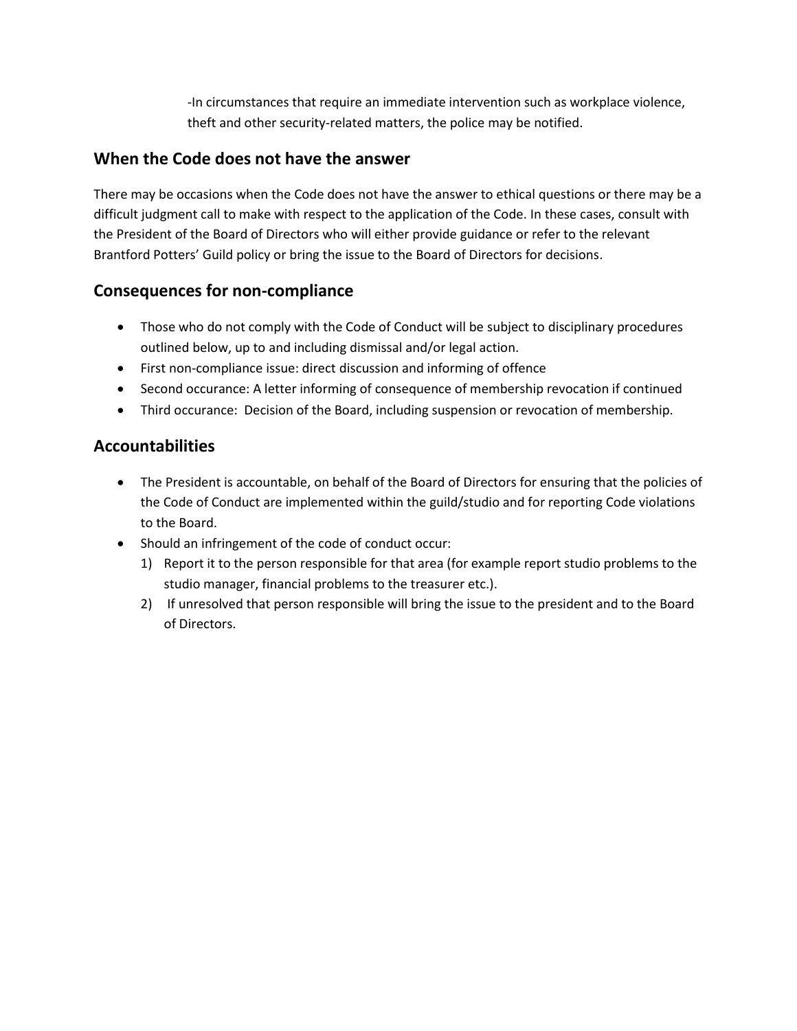-In circumstances that require an immediate intervention such as workplace violence, theft and other security-related matters, the police may be notified.

## When the Code does not have the answer

There may be occasions when the Code does not have the answer to ethical questions or there may be a difficult judgment call to make with respect to the application of the Code. In these cases, consult with the President of the Board of Directors who will either provide guidance or refer to the relevant Brantford Potters' Guild policy or bring the issue to the Board of Directors for decisions.

## Consequences for non-compliance

- Those who do not comply with the Code of Conduct will be subject to disciplinary procedures outlined below, up to and including dismissal and/or legal action.
- First non-compliance issue: direct discussion and informing of offence
- Second occurance: A letter informing of consequence of membership revocation if continued
- Third occurance: Decision of the Board, including suspension or revocation of membership.

## Accountabilities

- The President is accountable, on behalf of the Board of Directors for ensuring that the policies of the Code of Conduct are implemented within the guild/studio and for reporting Code violations to the Board.
- Should an infringement of the code of conduct occur:
  1) Report it to the person responsible for that area (for example report studio problems to the studio manager, financial problems to the treasurer etc.).
  2) If unresolved that person responsible will bring the issue to the president and to the Board of Directors.